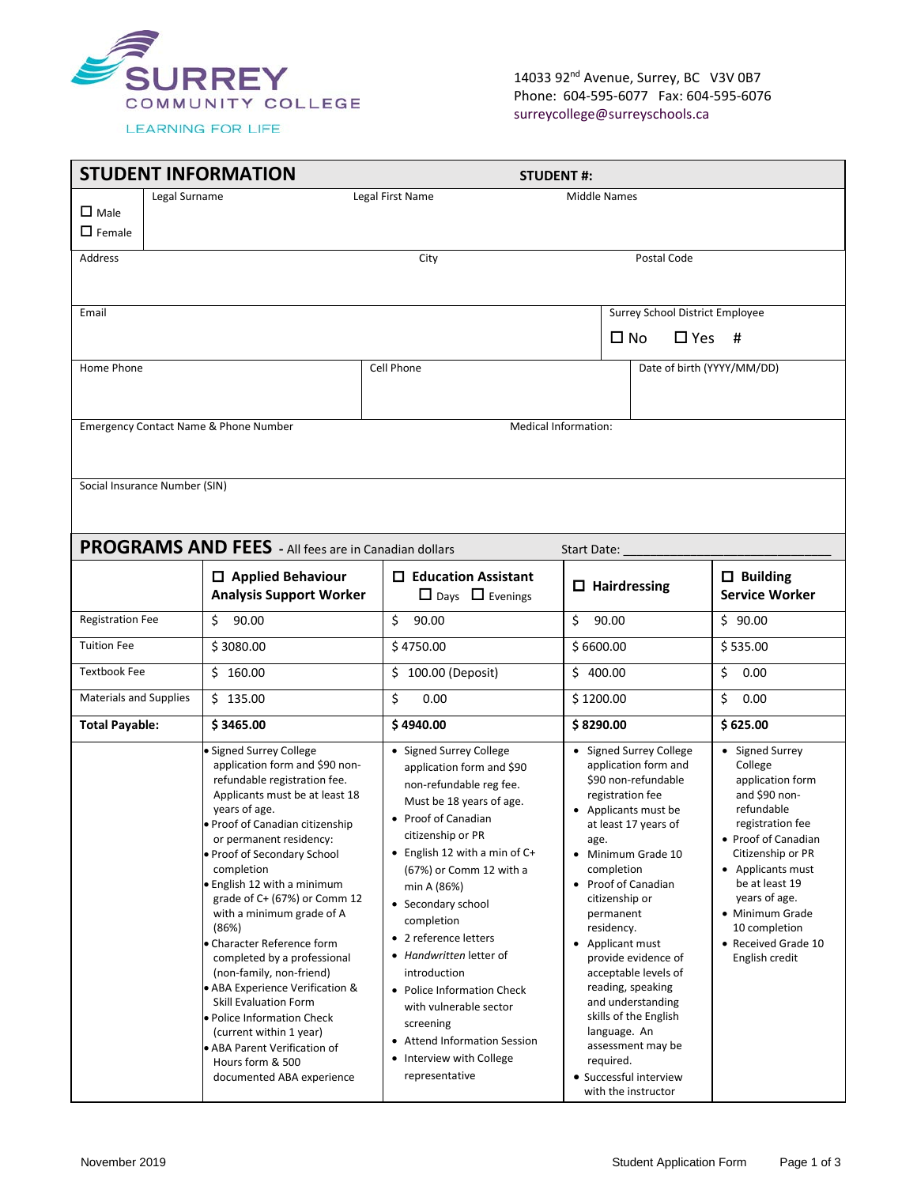**SURREY COMMUNITY COLLEGE**
LEARNING FOR LIFE

14033 92nd Avenue, Surrey, BC V3V 0B7
Phone: 604-595-6077 Fax: 604-595-6076
surreycollege@surreyschools.ca

## STUDENT INFORMATION

**STUDENT #:**

| ☐ Male ☐ Female | Legal Surname | Legal First Name | Middle Names |
|---|---|---|---|
| | | | |

| Address | City | Postal Code |
|---|---|---|
| | | |

| Email | Surrey School District Employee ☐ No ☐ Yes # |
|---|---|
| | |

| Home Phone | Cell Phone | Date of birth (YYYY/MM/DD) |
|---|---|---|
| | | |

| Emergency Contact Name & Phone Number | Medical Information: |
|---|---|
| | |

| Social Insurance Number (SIN) |
|---|
| |

## PROGRAMS AND FEES - All fees are in Canadian dollars

Start Date: ______________________________

| | ☐ **Applied Behaviour Analysis Support Worker** | ☐ **Education Assistant** ☐ Days ☐ Evenings | ☐ **Hairdressing** | ☐ **Building Service Worker** |
|---|---|---|---|---|
| Registration Fee | $ 90.00 | $ 90.00 | $ 90.00 | $ 90.00 |
| Tuition Fee | $ 3080.00 | $ 4750.00 | $ 6600.00 | $ 535.00 |
| Textbook Fee | $ 160.00 | $ 100.00 (Deposit) | $ 400.00 | $ 0.00 |
| Materials and Supplies | $ 135.00 | $ 0.00 | $ 1200.00 | $ 0.00 |
| **Total Payable:** | **$ 3465.00** | **$ 4940.00** | **$ 8290.00** | **$ 625.00** |
| | • Signed Surrey College application form and $90 non-refundable registration fee. Applicants must be at least 18 years of age.<br>• Proof of Canadian citizenship or permanent residency:<br>• Proof of Secondary School completion<br>• English 12 with a minimum grade of C+ (67%) or Comm 12 with a minimum grade of A (86%)<br>• Character Reference form completed by a professional (non-family, non-friend)<br>• ABA Experience Verification & Skill Evaluation Form<br>• Police Information Check (current within 1 year)<br>• ABA Parent Verification of Hours form & 500 documented ABA experience | • Signed Surrey College application form and $90 non-refundable reg fee. Must be 18 years of age.<br>• Proof of Canadian citizenship or PR<br>• English 12 with a min of C+ (67%) or Comm 12 with a min A (86%)<br>• Secondary school completion<br>• 2 reference letters<br>• *Handwritten* letter of introduction<br>• Police Information Check with vulnerable sector screening<br>• Attend Information Session<br>• Interview with College representative | • Signed Surrey College application form and $90 non-refundable registration fee<br>• Applicants must be at least 17 years of age.<br>• Minimum Grade 10 completion<br>• Proof of Canadian citizenship or permanent residency.<br>• Applicant must provide evidence of acceptable levels of reading, speaking and understanding skills of the English language. An assessment may be required.<br>• Successful interview with the instructor | • Signed Surrey College application form and $90 non-refundable registration fee<br>• Proof of Canadian Citizenship or PR<br>• Applicants must be at least 19 years of age.<br>• Minimum Grade 10 completion<br>• Received Grade 10 English credit |

November 2019 Student Application Form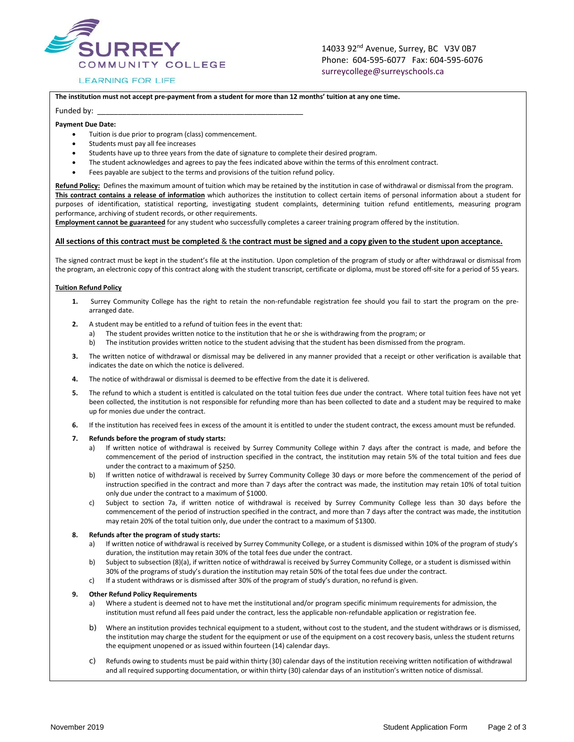SURREY COMMUNITY COLLEGE

LEARNING FOR LIFE

14033 92nd Avenue, Surrey, BC V3V 0B7
Phone: 604-595-6077 Fax: 604-595-6076
surreycollege@surreyschools.ca

**The institution must not accept pre-payment from a student for more than 12 months' tuition at any one time.**

Funded by: ___________________________________________________

**Payment Due Date:**

- Tuition is due prior to program (class) commencement.
- Students must pay all fee increases
- Students have up to three years from the date of signature to complete their desired program.
- The student acknowledges and agrees to pay the fees indicated above within the terms of this enrolment contract.
- Fees payable are subject to the terms and provisions of the tuition refund policy.

**Refund Policy:** Defines the maximum amount of tuition which may be retained by the institution in case of withdrawal or dismissal from the program.
**This contract contains a release of information** which authorizes the institution to collect certain items of personal information about a student for purposes of identification, statistical reporting, investigating student complaints, determining tuition refund entitlements, measuring program performance, archiving of student records, or other requirements.
**Employment cannot be guaranteed** for any student who successfully completes a career training program offered by the institution.

**All sections of this contract must be completed & the contract must be signed and a copy given to the student upon acceptance.**

The signed contract must be kept in the student's file at the institution. Upon completion of the program of study or after withdrawal or dismissal from the program, an electronic copy of this contract along with the student transcript, certificate or diploma, must be stored off-site for a period of 55 years.

**Tuition Refund Policy**

1. Surrey Community College has the right to retain the non-refundable registration fee should you fail to start the program on the pre-arranged date.
2. A student may be entitled to a refund of tuition fees in the event that:
   a) The student provides written notice to the institution that he or she is withdrawing from the program; or
   b) The institution provides written notice to the student advising that the student has been dismissed from the program.
3. The written notice of withdrawal or dismissal may be delivered in any manner provided that a receipt or other verification is available that indicates the date on which the notice is delivered.
4. The notice of withdrawal or dismissal is deemed to be effective from the date it is delivered.
5. The refund to which a student is entitled is calculated on the total tuition fees due under the contract. Where total tuition fees have not yet been collected, the institution is not responsible for refunding more than has been collected to date and a student may be required to make up for monies due under the contract.
6. If the institution has received fees in excess of the amount it is entitled to under the student contract, the excess amount must be refunded.
7. **Refunds before the program of study starts:**
   a) If written notice of withdrawal is received by Surrey Community College within 7 days after the contract is made, and before the commencement of the period of instruction specified in the contract, the institution may retain 5% of the total tuition and fees due under the contract to a maximum of $250.
   b) If written notice of withdrawal is received by Surrey Community College 30 days or more before the commencement of the period of instruction specified in the contract and more than 7 days after the contract was made, the institution may retain 10% of total tuition only due under the contract to a maximum of $1000.
   c) Subject to section 7a, if written notice of withdrawal is received by Surrey Community College less than 30 days before the commencement of the period of instruction specified in the contract, and more than 7 days after the contract was made, the institution may retain 20% of the total tuition only, due under the contract to a maximum of $1300.
8. **Refunds after the program of study starts:**
   a) If written notice of withdrawal is received by Surrey Community College, or a student is dismissed within 10% of the program of study's duration, the institution may retain 30% of the total fees due under the contract.
   b) Subject to subsection (8)(a), if written notice of withdrawal is received by Surrey Community College, or a student is dismissed within 30% of the programs of study's duration the institution may retain 50% of the total fees due under the contract.
   c) If a student withdraws or is dismissed after 30% of the program of study's duration, no refund is given.
9. **Other Refund Policy Requirements**
   a) Where a student is deemed not to have met the institutional and/or program specific minimum requirements for admission, the institution must refund all fees paid under the contract, less the applicable non-refundable application or registration fee.
   b) Where an institution provides technical equipment to a student, without cost to the student, and the student withdraws or is dismissed, the institution may charge the student for the equipment or use of the equipment on a cost recovery basis, unless the student returns the equipment unopened or as issued within fourteen (14) calendar days.
   c) Refunds owing to students must be paid within thirty (30) calendar days of the institution receiving written notification of withdrawal and all required supporting documentation, or within thirty (30) calendar days of an institution's written notice of dismissal.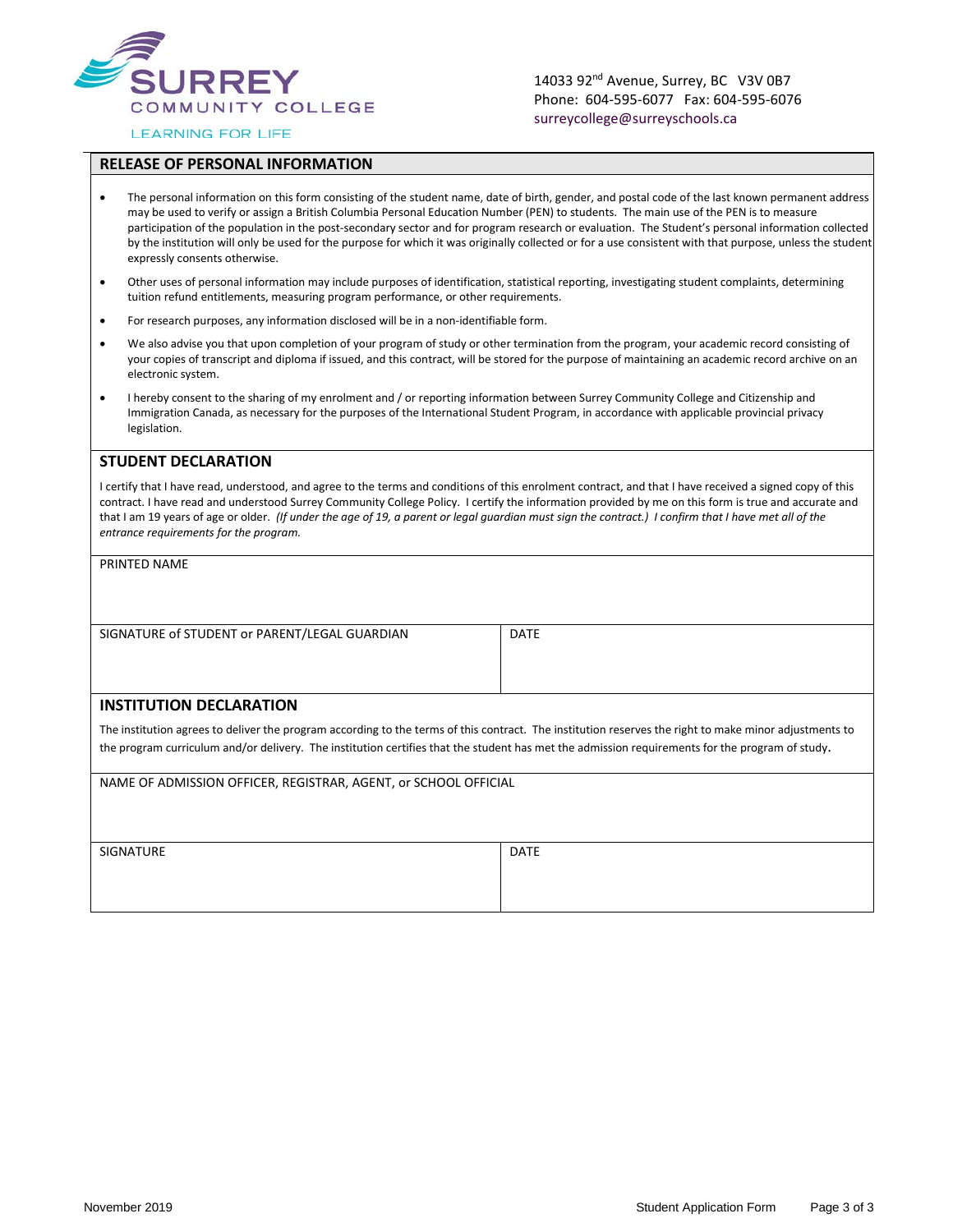**SURREY COMMUNITY COLLEGE**
LEARNING FOR LIFE

14033 92nd Avenue, Surrey, BC V3V 0B7
Phone: 604-595-6077 Fax: 604-595-6076
surreycollege@surreyschools.ca

## RELEASE OF PERSONAL INFORMATION

- The personal information on this form consisting of the student name, date of birth, gender, and postal code of the last known permanent address may be used to verify or assign a British Columbia Personal Education Number (PEN) to students. The main use of the PEN is to measure participation of the population in the post-secondary sector and for program research or evaluation. The Student's personal information collected by the institution will only be used for the purpose for which it was originally collected or for a use consistent with that purpose, unless the student expressly consents otherwise.
- Other uses of personal information may include purposes of identification, statistical reporting, investigating student complaints, determining tuition refund entitlements, measuring program performance, or other requirements.
- For research purposes, any information disclosed will be in a non-identifiable form.
- We also advise you that upon completion of your program of study or other termination from the program, your academic record consisting of your copies of transcript and diploma if issued, and this contract, will be stored for the purpose of maintaining an academic record archive on an electronic system.
- I hereby consent to the sharing of my enrolment and / or reporting information between Surrey Community College and Citizenship and Immigration Canada, as necessary for the purposes of the International Student Program, in accordance with applicable provincial privacy legislation.

## STUDENT DECLARATION

I certify that I have read, understood, and agree to the terms and conditions of this enrolment contract, and that I have received a signed copy of this contract. I have read and understood Surrey Community College Policy. I certify the information provided by me on this form is true and accurate and that I am 19 years of age or older. *(If under the age of 19, a parent or legal guardian must sign the contract.) I confirm that I have met all of the entrance requirements for the program.*

| PRINTED NAME | |
|---|---|
| SIGNATURE of STUDENT or PARENT/LEGAL GUARDIAN | DATE |

## INSTITUTION DECLARATION

The institution agrees to deliver the program according to the terms of this contract. The institution reserves the right to make minor adjustments to the program curriculum and/or delivery. The institution certifies that the student has met the admission requirements for the program of study.

| NAME OF ADMISSION OFFICER, REGISTRAR, AGENT, or SCHOOL OFFICIAL | |
|---|---|
| SIGNATURE | DATE |